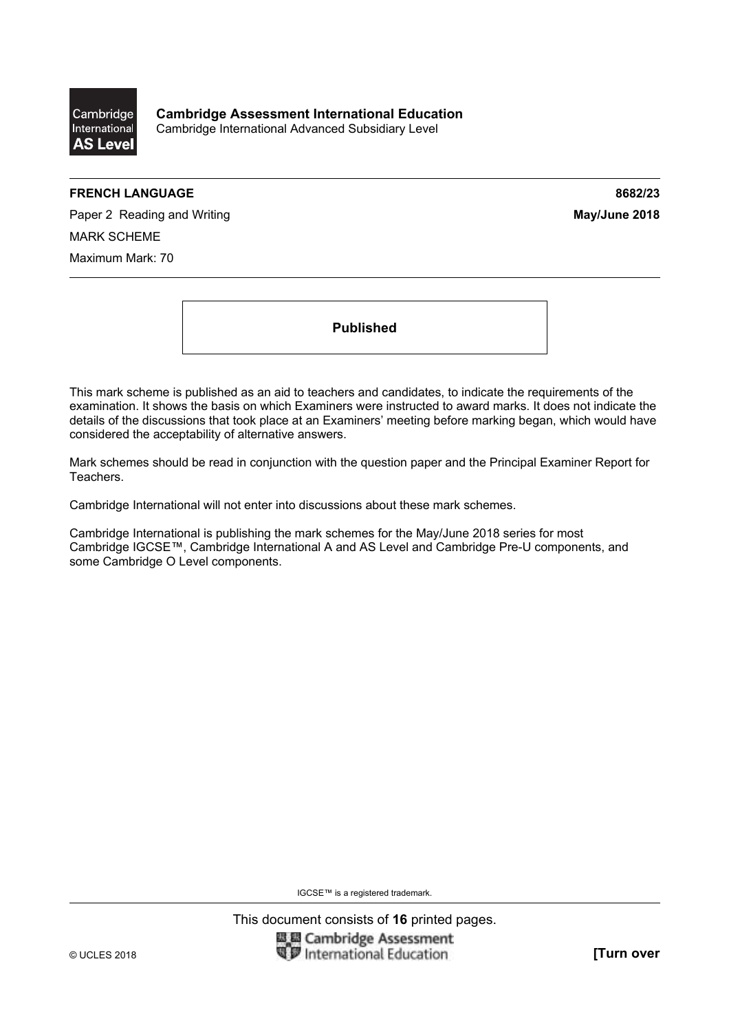Cambridge International AS Level

**Cambridge Assessment International Education**
Cambridge International Advanced Subsidiary Level

**FRENCH LANGUAGE** **8682/23**

Paper 2 Reading and Writing **May/June 2018**

MARK SCHEME

Maximum Mark: 70

**Published**

This mark scheme is published as an aid to teachers and candidates, to indicate the requirements of the examination. It shows the basis on which Examiners were instructed to award marks. It does not indicate the details of the discussions that took place at an Examiners' meeting before marking began, which would have considered the acceptability of alternative answers.

Mark schemes should be read in conjunction with the question paper and the Principal Examiner Report for Teachers.

Cambridge International will not enter into discussions about these mark schemes.

Cambridge International is publishing the mark schemes for the May/June 2018 series for most Cambridge IGCSE™, Cambridge International A and AS Level and Cambridge Pre-U components, and some Cambridge O Level components.

IGCSE™ is a registered trademark.

This document consists of **16** printed pages.

© UCLES 2018 **[Turn over**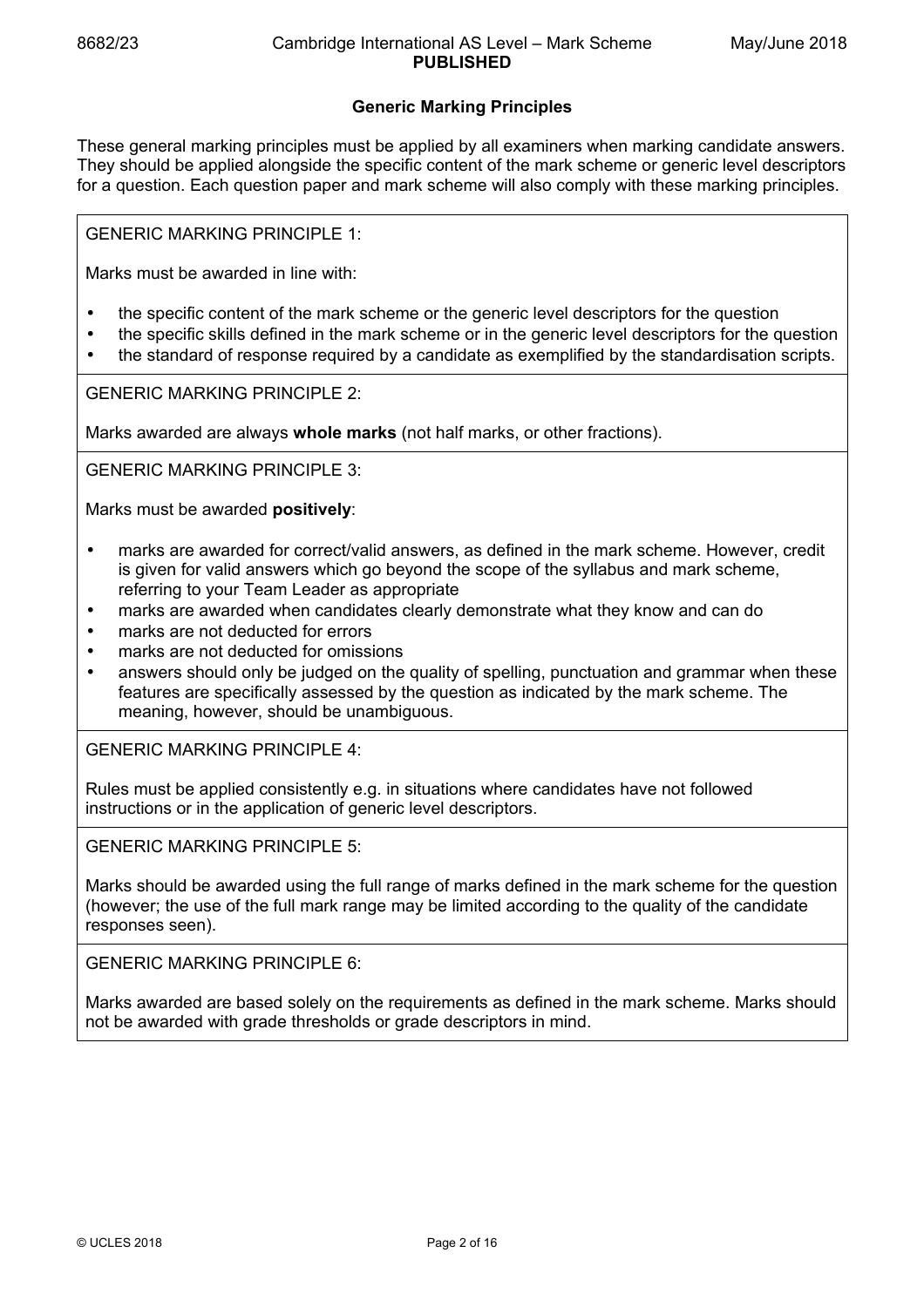## Generic Marking Principles

These general marking principles must be applied by all examiners when marking candidate answers. They should be applied alongside the specific content of the mark scheme or generic level descriptors for a question. Each question paper and mark scheme will also comply with these marking principles.

GENERIC MARKING PRINCIPLE 1:

Marks must be awarded in line with:

- the specific content of the mark scheme or the generic level descriptors for the question
- the specific skills defined in the mark scheme or in the generic level descriptors for the question
- the standard of response required by a candidate as exemplified by the standardisation scripts.

GENERIC MARKING PRINCIPLE 2:

Marks awarded are always **whole marks** (not half marks, or other fractions).

GENERIC MARKING PRINCIPLE 3:

Marks must be awarded **positively**:

- marks are awarded for correct/valid answers, as defined in the mark scheme. However, credit is given for valid answers which go beyond the scope of the syllabus and mark scheme, referring to your Team Leader as appropriate
- marks are awarded when candidates clearly demonstrate what they know and can do
- marks are not deducted for errors
- marks are not deducted for omissions
- answers should only be judged on the quality of spelling, punctuation and grammar when these features are specifically assessed by the question as indicated by the mark scheme. The meaning, however, should be unambiguous.

GENERIC MARKING PRINCIPLE 4:

Rules must be applied consistently e.g. in situations where candidates have not followed instructions or in the application of generic level descriptors.

GENERIC MARKING PRINCIPLE 5:

Marks should be awarded using the full range of marks defined in the mark scheme for the question (however; the use of the full mark range may be limited according to the quality of the candidate responses seen).

GENERIC MARKING PRINCIPLE 6:

Marks awarded are based solely on the requirements as defined in the mark scheme. Marks should not be awarded with grade thresholds or grade descriptors in mind.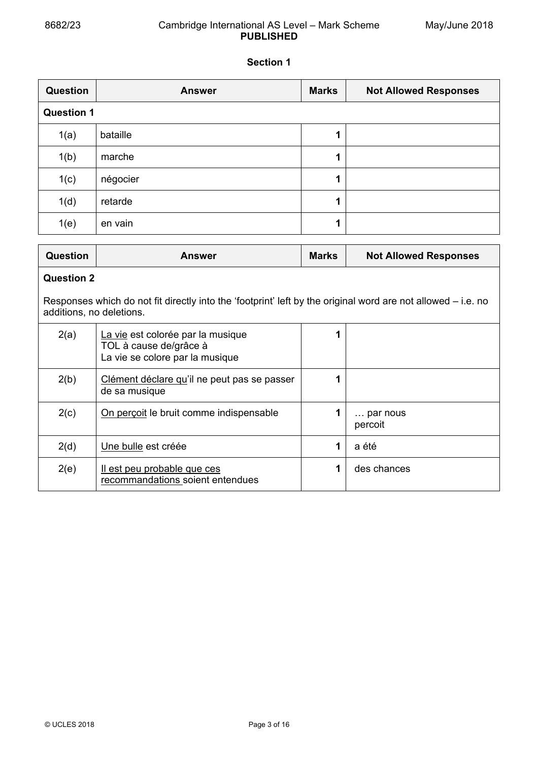## Section 1

| Question | Answer | Marks | Not Allowed Responses |
|---|---|---|---|
| **Question 1** | | | |
| 1(a) | bataille | 1 | |
| 1(b) | marche | 1 | |
| 1(c) | négocier | 1 | |
| 1(d) | retarde | 1 | |
| 1(e) | en vain | 1 | |

| Question | Answer | Marks | Not Allowed Responses |
|---|---|---|---|
| **Question 2**<br><br>Responses which do not fit directly into the 'footprint' left by the original word are not allowed – i.e. no additions, no deletions. | | | |
| 2(a) | <u>La vie</u> est colorée par la musique<br>TOL à cause de/grâce à<br>La vie se colore par la musique | 1 | |
| 2(b) | <u>Clément déclare qu</u>'il ne peut pas se passer de sa musique | 1 | |
| 2(c) | <u>On perçoit</u> le bruit comme indispensable | 1 | … par nous<br>percoit |
| 2(d) | <u>Une bulle</u> est créée | 1 | a été |
| 2(e) | <u>Il est peu probable que ces recommandations</u> soient entendues | 1 | des chances |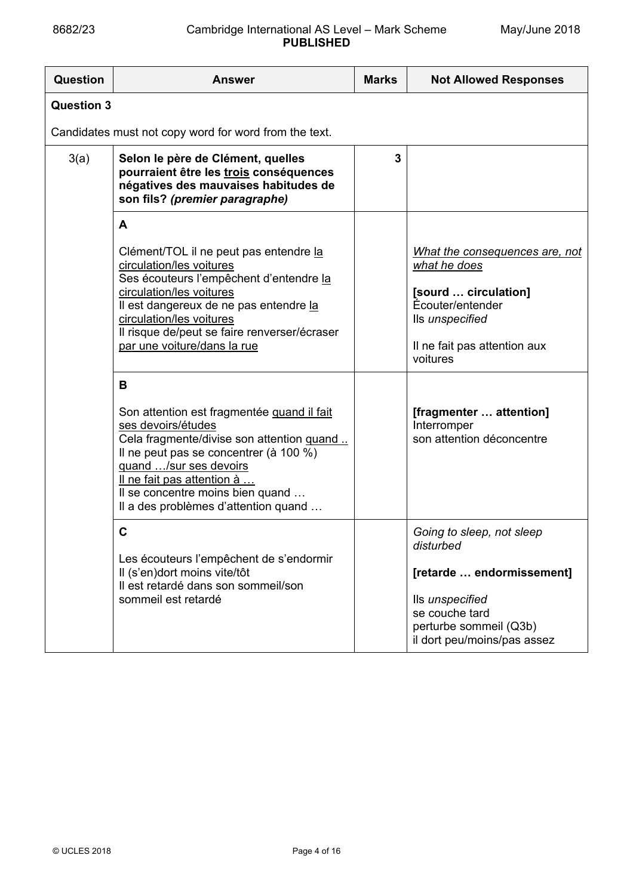| Question | Answer | Marks | Not Allowed Responses |
|---|---|---|---|
| **Question 3** | | | |
| Candidates must not copy word for word from the text. | | | |
| 3(a) | **Selon le père de Clément, quelles pourraient être les trois conséquences négatives des mauvaises habitudes de son fils? *(premier paragraphe)*** | 3 | |
| | **A**<br><br>Clément/TOL il ne peut pas entendre la circulation/les voitures<br>Ses écouteurs l'empêchent d'entendre la circulation/les voitures<br>Il est dangereux de ne pas entendre la circulation/les voitures<br>Il risque de/peut se faire renverser/écraser par une voiture/dans la rue | | *What the consequences are, not what he does*<br><br>**[sourd … circulation]**<br>Écouter/entender<br>Ils *unspecified*<br><br>Il ne fait pas attention aux voitures |
| | **B**<br><br>Son attention est fragmentée quand il fait ses devoirs/études<br>Cela fragmente/divise son attention quand ..<br>Il ne peut pas se concentrer (à 100 %) quand …/sur ses devoirs<br>Il ne fait pas attention à …<br>Il se concentre moins bien quand …<br>Il a des problèmes d'attention quand … | | **[fragmenter … attention]**<br>Interromper<br>son attention déconcentre |
| | **C**<br><br>Les écouteurs l'empêchent de s'endormir<br>Il (s'en)dort moins vite/tôt<br>Il est retardé dans son sommeil/son sommeil est retardé | | *Going to sleep, not sleep disturbed*<br><br>**[retarde … endormissement]**<br><br>Ils *unspecified*<br>se couche tard<br>perturbe sommeil (Q3b)<br>il dort peu/moins/pas assez |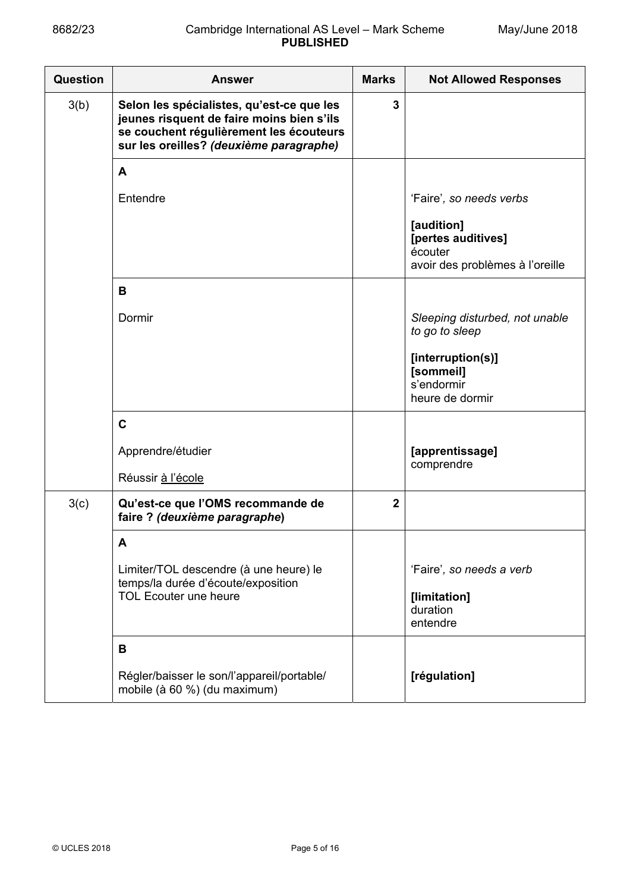| Question | Answer | Marks | Not Allowed Responses |
|---|---|---|---|
| 3(b) | **Selon les spécialistes, qu'est-ce que les jeunes risquent de faire moins bien s'ils se couchent régulièrement les écouteurs sur les oreilles? *(deuxième paragraphe)*** | **3** | |
| | **A**<br><br>Entendre | | <br><br>'Faire', *so needs verbs*<br><br>**[audition]**<br>**[pertes auditives]**<br>écouter<br>avoir des problèmes à l'oreille |
| | **B**<br><br>Dormir | | <br><br>*Sleeping disturbed, not unable to go to sleep*<br><br>**[interruption(s)]**<br>**[sommeil]**<br>s'endormir<br>heure de dormir |
| | **C**<br><br>Apprendre/étudier<br><br>Réussir <u>à l'école</u> | | <br><br>**[apprentissage]**<br>comprendre |
| 3(c) | **Qu'est-ce que l'OMS recommande de faire ? *(deuxième paragraphe)*** | **2** | |
| | **A**<br><br>Limiter/TOL descendre (à une heure) le temps/la durée d'écoute/exposition<br>TOL Ecouter une heure | | <br><br>'Faire', *so needs a verb*<br><br>**[limitation]**<br>duration<br>entendre |
| | **B**<br><br>Régler/baisser le son/l'appareil/portable/mobile (à 60 %) (du maximum) | | <br><br>**[régulation]** |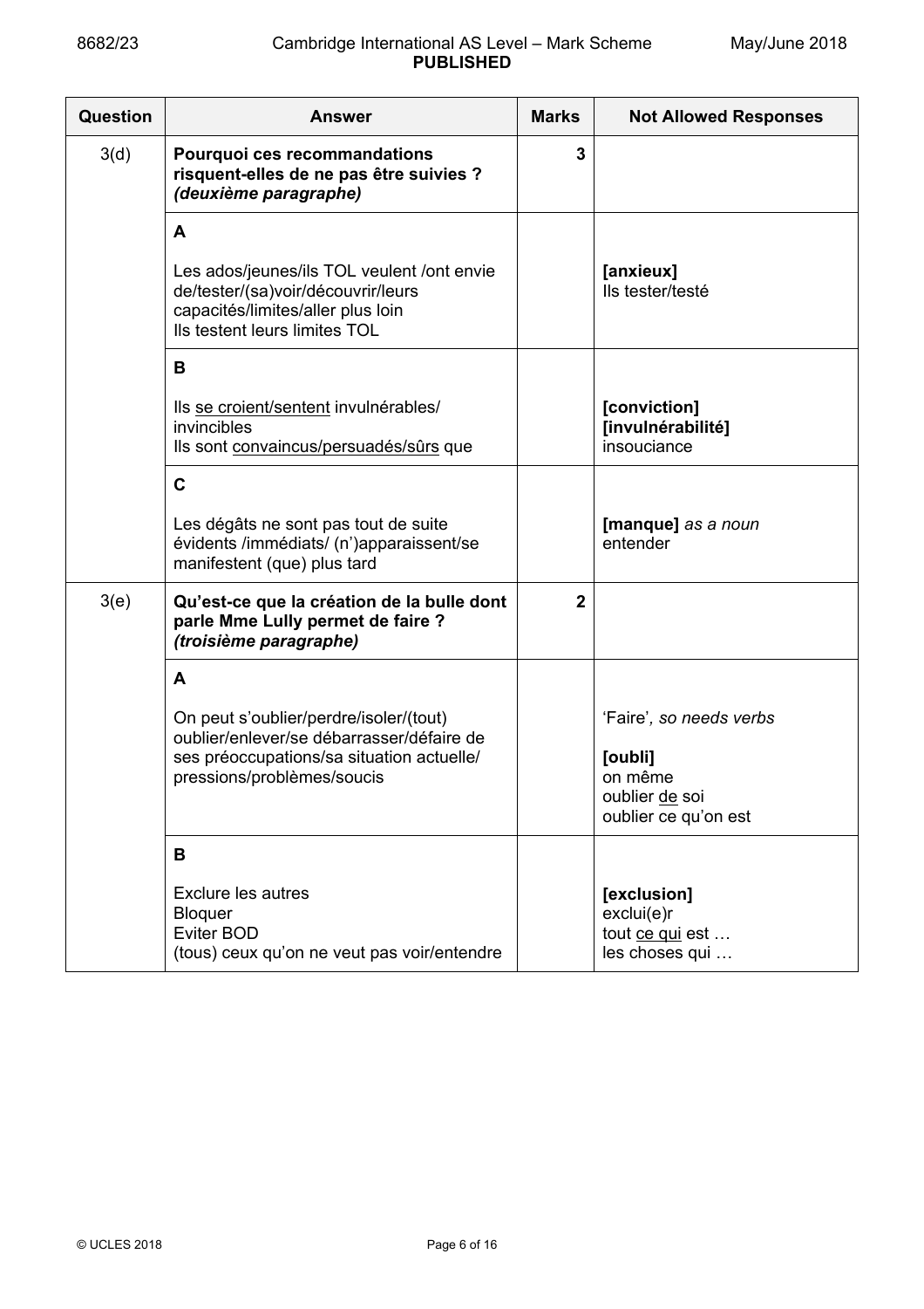| Question | Answer | Marks | Not Allowed Responses |
|---|---|---|---|
| 3(d) | **Pourquoi ces recommandations risquent-elles de ne pas être suivies ?** ***(deuxième paragraphe)*** | **3** | |
| | **A**<br><br>Les ados/jeunes/ils TOL veulent /ont envie de/tester/(sa)voir/découvrir/leurs capacités/limites/aller plus loin<br>Ils testent leurs limites TOL | | **[anxieux]**<br>Ils tester/testé |
| | **B**<br><br>Ils <u>se croient/sentent</u> invulnérables/ invincibles<br>Ils sont <u>convaincus/persuadés/sûrs</u> que | | **[conviction]**<br>**[invulnérabilité]**<br>insouciance |
| | **C**<br><br>Les dégâts ne sont pas tout de suite évidents /immédiats/ (n')apparaissent/se manifestent (que) plus tard | | **[manque]** *as a noun*<br>entender |
| 3(e) | **Qu'est-ce que la création de la bulle dont parle Mme Lully permet de faire ?** ***(troisième paragraphe)*** | **2** | |
| | **A**<br><br>On peut s'oublier/perdre/isoler/(tout) oublier/enlever/se débarrasser/défaire de ses préoccupations/sa situation actuelle/ pressions/problèmes/soucis | | 'Faire'*, so needs verbs*<br><br>**[oubli]**<br>on même<br>oublier <u>de</u> soi<br>oublier ce qu'on est |
| | **B**<br><br>Exclure les autres<br>Bloquer<br>Eviter BOD<br>(tous) ceux qu'on ne veut pas voir/entendre | | **[exclusion]**<br>exclui(e)r<br>tout <u>ce qui</u> est …<br>les choses qui … |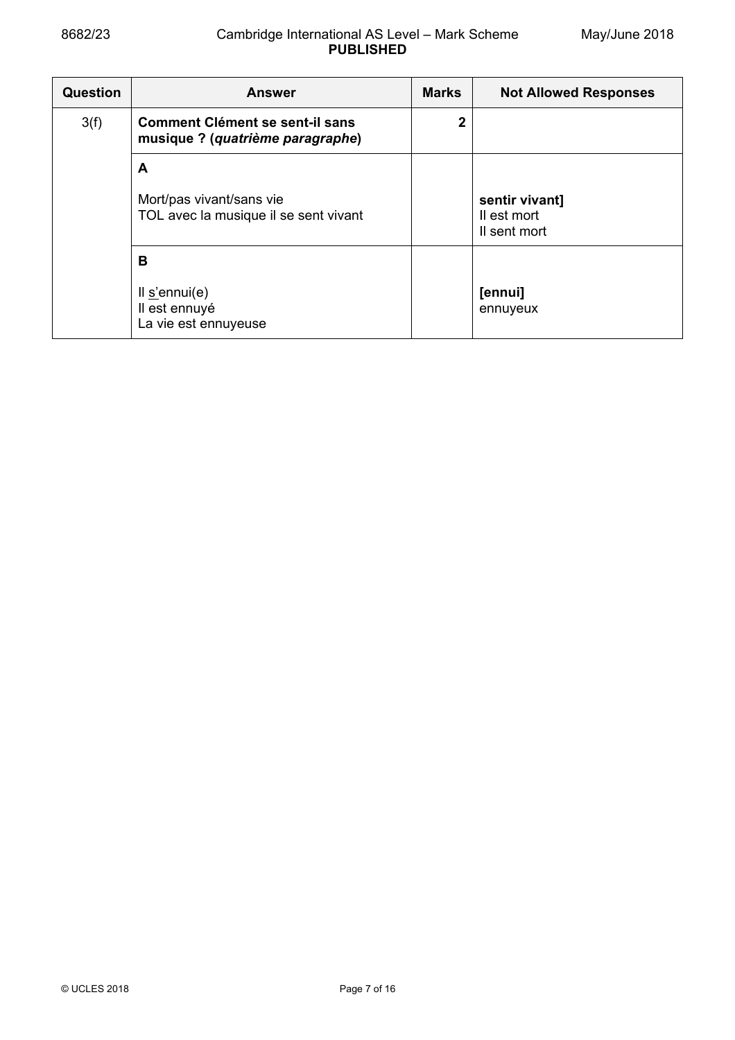| Question | Answer | Marks | Not Allowed Responses |
|---|---|---|---|
| 3(f) | **Comment Clément se sent-il sans musique ? (*quatrième paragraphe*)** | **2** | |
| | **A**<br><br>Mort/pas vivant/sans vie<br>TOL avec la musique il se sent vivant | | **sentir vivant]**<br>Il est mort<br>Il sent mort |
| | **B**<br><br>Il <u>s'</u>ennui(e)<br>Il est ennuyé<br>La vie est ennuyeuse | | **[ennui]**<br>ennuyeux |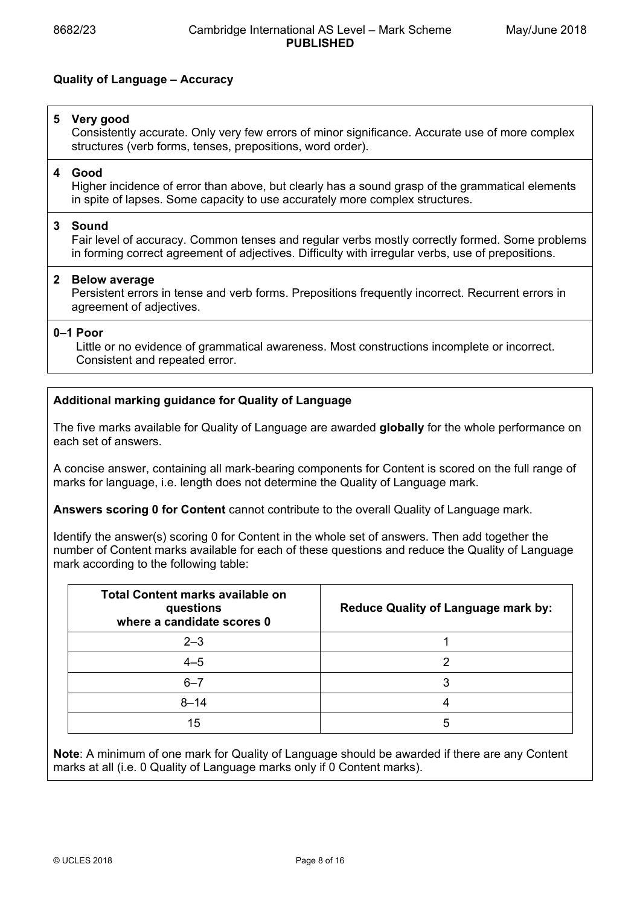**Quality of Language – Accuracy**

**5 Very good**
Consistently accurate. Only very few errors of minor significance. Accurate use of more complex structures (verb forms, tenses, prepositions, word order).

**4 Good**
Higher incidence of error than above, but clearly has a sound grasp of the grammatical elements in spite of lapses. Some capacity to use accurately more complex structures.

**3 Sound**
Fair level of accuracy. Common tenses and regular verbs mostly correctly formed. Some problems in forming correct agreement of adjectives. Difficulty with irregular verbs, use of prepositions.

**2 Below average**
Persistent errors in tense and verb forms. Prepositions frequently incorrect. Recurrent errors in agreement of adjectives.

**0–1 Poor**
Little or no evidence of grammatical awareness. Most constructions incomplete or incorrect. Consistent and repeated error.

**Additional marking guidance for Quality of Language**

The five marks available for Quality of Language are awarded **globally** for the whole performance on each set of answers.

A concise answer, containing all mark-bearing components for Content is scored on the full range of marks for language, i.e. length does not determine the Quality of Language mark.

**Answers scoring 0 for Content** cannot contribute to the overall Quality of Language mark.

Identify the answer(s) scoring 0 for Content in the whole set of answers. Then add together the number of Content marks available for each of these questions and reduce the Quality of Language mark according to the following table:

| Total Content marks available on questions where a candidate scores 0 | Reduce Quality of Language mark by: |
|---|---|
| 2–3 | 1 |
| 4–5 | 2 |
| 6–7 | 3 |
| 8–14 | 4 |
| 15 | 5 |

**Note**: A minimum of one mark for Quality of Language should be awarded if there are any Content marks at all (i.e. 0 Quality of Language marks only if 0 Content marks).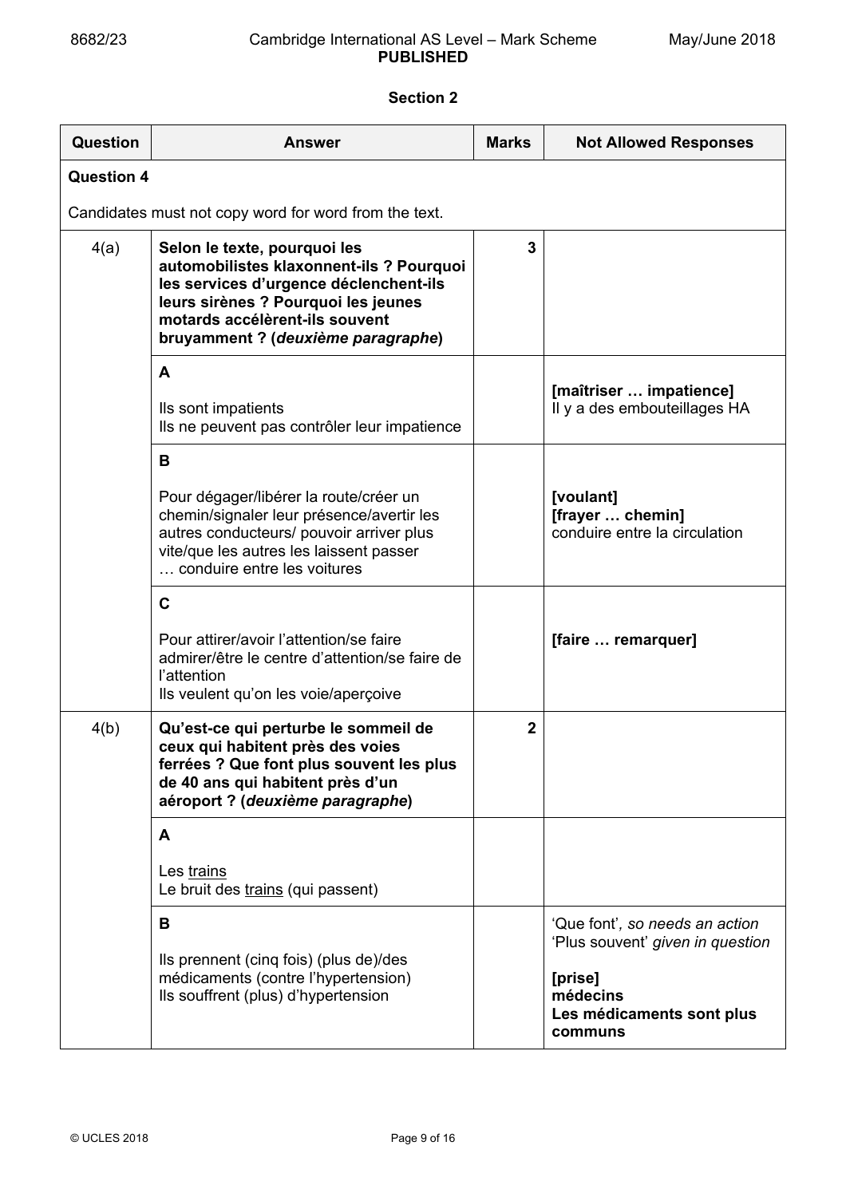## Section 2

| Question | Answer | Marks | Not Allowed Responses |
|---|---|---|---|
| **Question 4** | | | |
| Candidates must not copy word for word from the text. | | | |
| 4(a) | **Selon le texte, pourquoi les automobilistes klaxonnent-ils ? Pourquoi les services d'urgence déclenchent-ils leurs sirènes ? Pourquoi les jeunes motards accélèrent-ils souvent bruyamment ? (*deuxième paragraphe*)** | **3** | |
| | **A**<br><br>Ils sont impatients<br>Ils ne peuvent pas contrôler leur impatience | | **[maîtriser … impatience]**<br>Il y a des embouteillages HA |
| | **B**<br><br>Pour dégager/libérer la route/créer un chemin/signaler leur présence/avertir les autres conducteurs/ pouvoir arriver plus vite/que les autres les laissent passer … conduire entre les voitures | | **[voulant]**<br>**[frayer … chemin]**<br>conduire entre la circulation |
| | **C**<br><br>Pour attirer/avoir l'attention/se faire admirer/être le centre d'attention/se faire de l'attention<br>Ils veulent qu'on les voie/aperçoive | | **[faire … remarquer]** |
| 4(b) | **Qu'est-ce qui perturbe le sommeil de ceux qui habitent près des voies ferrées ? Que font plus souvent les plus de 40 ans qui habitent près d'un aéroport ? (*deuxième paragraphe*)** | **2** | |
| | **A**<br><br>Les <u>trains</u><br>Le bruit des <u>trains</u> (qui passent) | | |
| | **B**<br><br>Ils prennent (cinq fois) (plus de)/des médicaments (contre l'hypertension)<br>Ils souffrent (plus) d'hypertension | | 'Que font', *so needs an action*<br>'Plus souvent' *given in question*<br><br>**[prise]**<br>**médecins**<br>**Les médicaments sont plus communs** |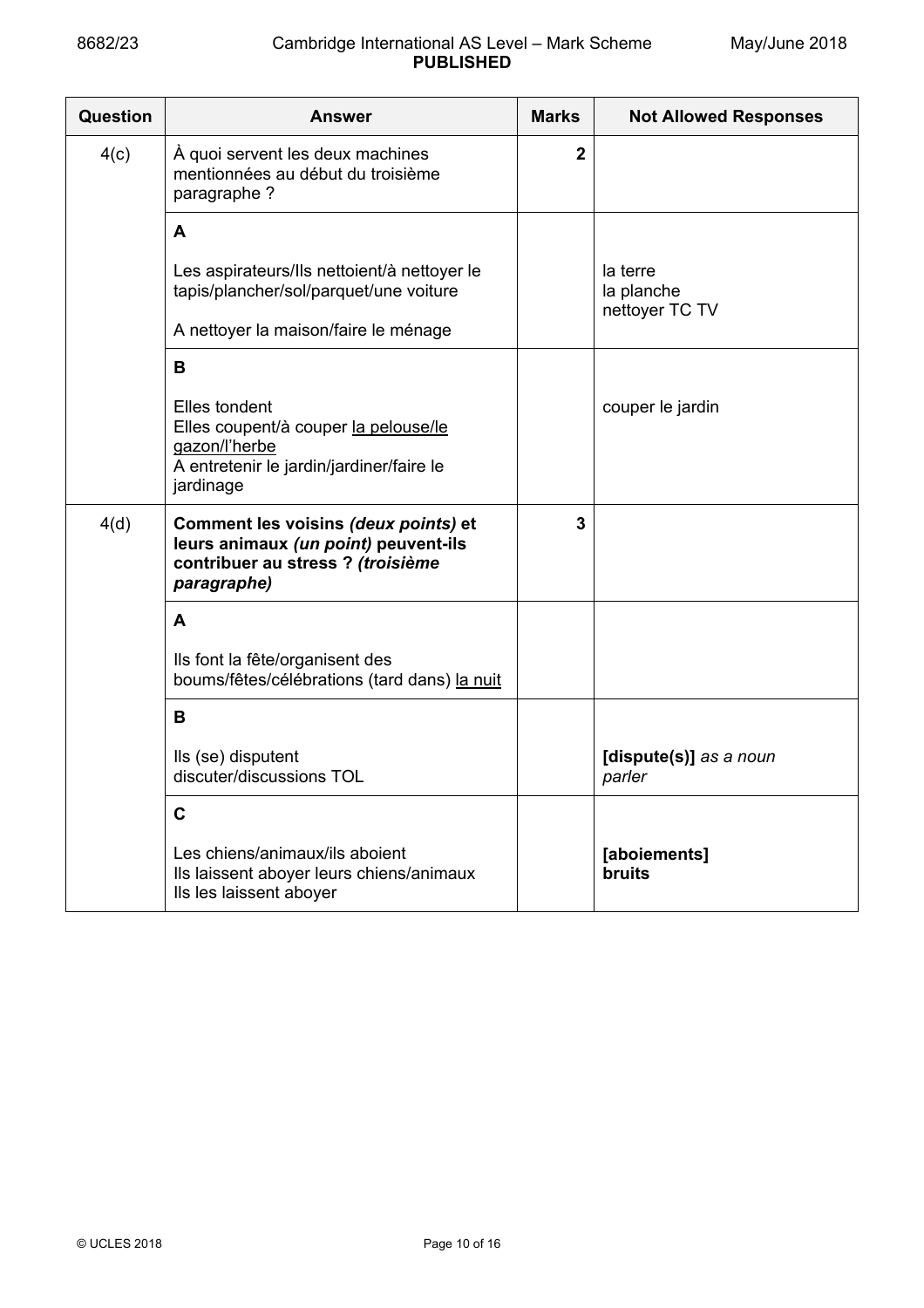| Question | Answer | Marks | Not Allowed Responses |
|---|---|---|---|
| 4(c) | À quoi servent les deux machines mentionnées au début du troisième paragraphe ? | **2** | |
| | **A**<br><br>Les aspirateurs/Ils nettoient/à nettoyer le tapis/plancher/sol/parquet/une voiture<br><br>A nettoyer la maison/faire le ménage | | la terre<br>la planche<br>nettoyer TC TV |
| | **B**<br><br>Elles tondent<br>Elles coupent/à couper la pelouse/le gazon/l'herbe<br>A entretenir le jardin/jardiner/faire le jardinage | | couper le jardin |
| 4(d) | **Comment les voisins *(deux points)* et leurs animaux *(un point)* peuvent-ils contribuer au stress ? *(troisième paragraphe)*** | **3** | |
| | **A**<br><br>Ils font la fête/organisent des boums/fêtes/célébrations (tard dans) la nuit | | |
| | **B**<br><br>Ils (se) disputent<br>discuter/discussions TOL | | **[dispute(s)]** *as a noun*<br>*parler* |
| | **C**<br><br>Les chiens/animaux/ils aboient<br>Ils laissent aboyer leurs chiens/animaux<br>Ils les laissent aboyer | | **[aboiements]**<br>**bruits** |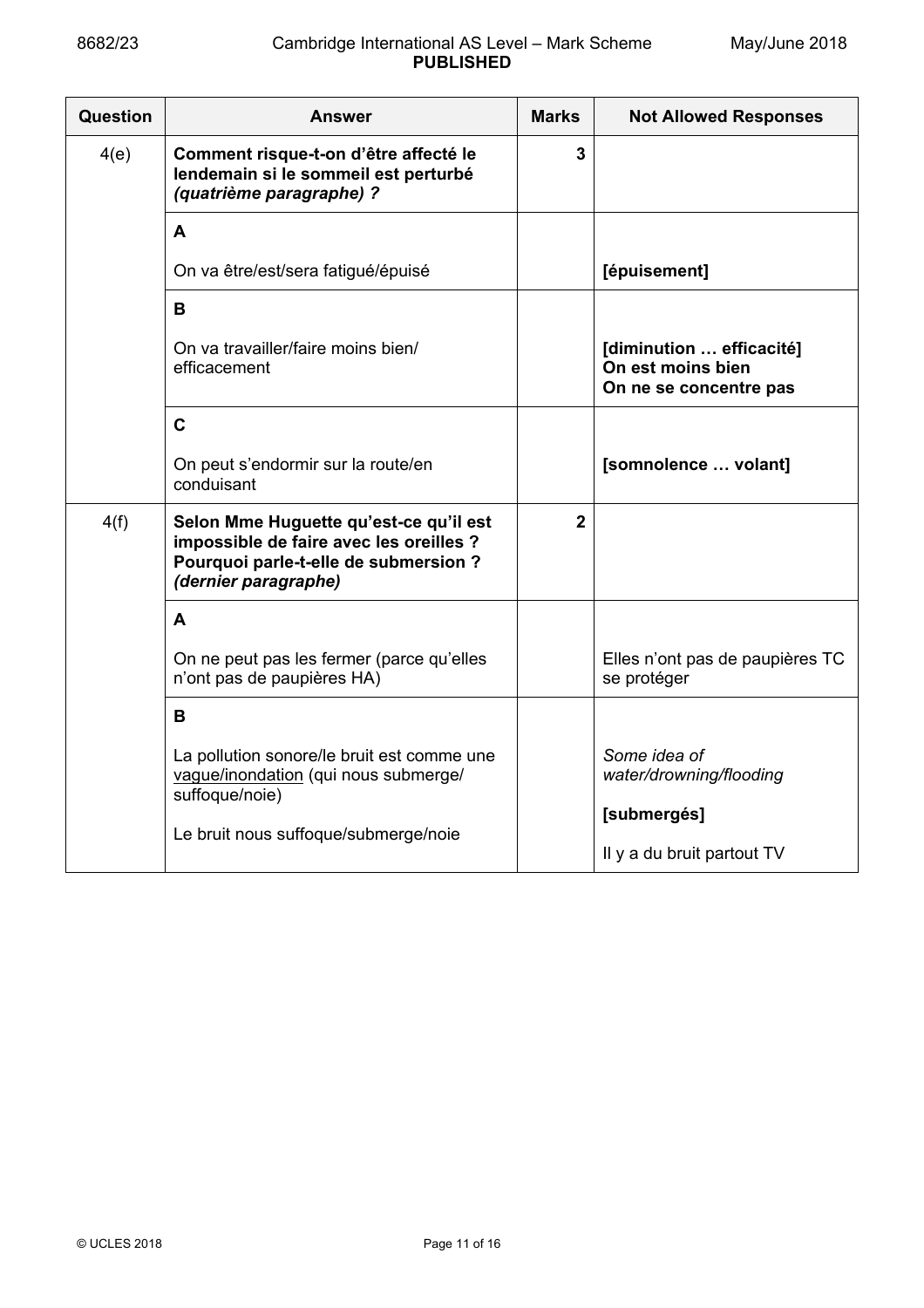| Question | Answer | Marks | Not Allowed Responses |
|---|---|---|---|
| 4(e) | **Comment risque-t-on d'être affecté le lendemain si le sommeil est perturbé *(quatrième paragraphe)* ?** | **3** | |
| | **A**<br><br>On va être/est/sera fatigué/épuisé | | <br><br>**[épuisement]** |
| | **B**<br><br>On va travailler/faire moins bien/ efficacement | | <br><br>**[diminution … efficacité]**<br>**On est moins bien**<br>**On ne se concentre pas** |
| | **C**<br><br>On peut s'endormir sur la route/en conduisant | | <br><br>**[somnolence … volant]** |
| 4(f) | **Selon Mme Huguette qu'est-ce qu'il est impossible de faire avec les oreilles ? Pourquoi parle-t-elle de submersion ? *(dernier paragraphe)*** | **2** | |
| | **A**<br><br>On ne peut pas les fermer (parce qu'elles n'ont pas de paupières HA) | | <br><br>Elles n'ont pas de paupières TC se protéger |
| | **B**<br><br>La pollution sonore/le bruit est comme une <u>vague/inondation</u> (qui nous submerge/ suffoque/noie)<br><br>Le bruit nous suffoque/submerge/noie | | <br><br>*Some idea of water/drowning/flooding*<br><br>**[submergés]**<br><br>Il y a du bruit partout TV |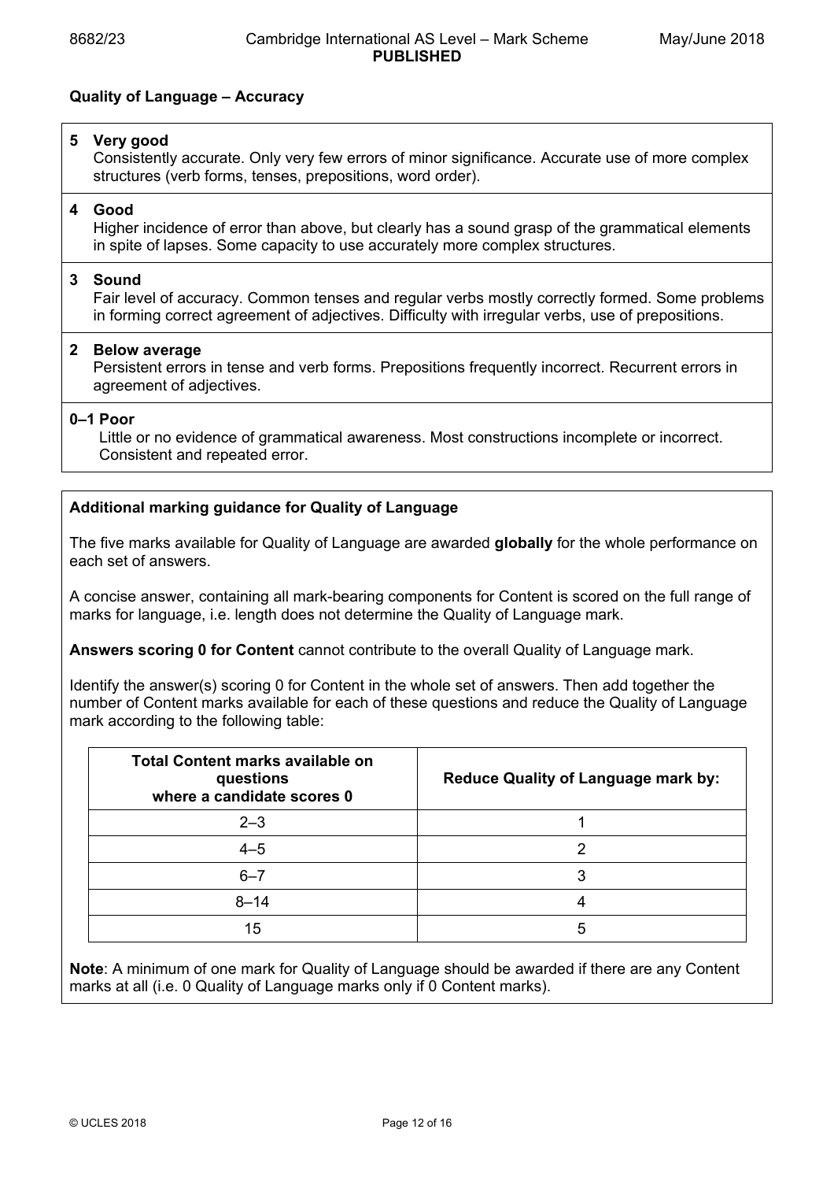**Quality of Language – Accuracy**

**5 Very good**
Consistently accurate. Only very few errors of minor significance. Accurate use of more complex structures (verb forms, tenses, prepositions, word order).

**4 Good**
Higher incidence of error than above, but clearly has a sound grasp of the grammatical elements in spite of lapses. Some capacity to use accurately more complex structures.

**3 Sound**
Fair level of accuracy. Common tenses and regular verbs mostly correctly formed. Some problems in forming correct agreement of adjectives. Difficulty with irregular verbs, use of prepositions.

**2 Below average**
Persistent errors in tense and verb forms. Prepositions frequently incorrect. Recurrent errors in agreement of adjectives.

**0–1 Poor**
Little or no evidence of grammatical awareness. Most constructions incomplete or incorrect. Consistent and repeated error.

**Additional marking guidance for Quality of Language**

The five marks available for Quality of Language are awarded **globally** for the whole performance on each set of answers.

A concise answer, containing all mark-bearing components for Content is scored on the full range of marks for language, i.e. length does not determine the Quality of Language mark.

**Answers scoring 0 for Content** cannot contribute to the overall Quality of Language mark.

Identify the answer(s) scoring 0 for Content in the whole set of answers. Then add together the number of Content marks available for each of these questions and reduce the Quality of Language mark according to the following table:

| Total Content marks available on questions where a candidate scores 0 | Reduce Quality of Language mark by: |
|---|---|
| 2–3 | 1 |
| 4–5 | 2 |
| 6–7 | 3 |
| 8–14 | 4 |
| 15 | 5 |

**Note**: A minimum of one mark for Quality of Language should be awarded if there are any Content marks at all (i.e. 0 Quality of Language marks only if 0 Content marks).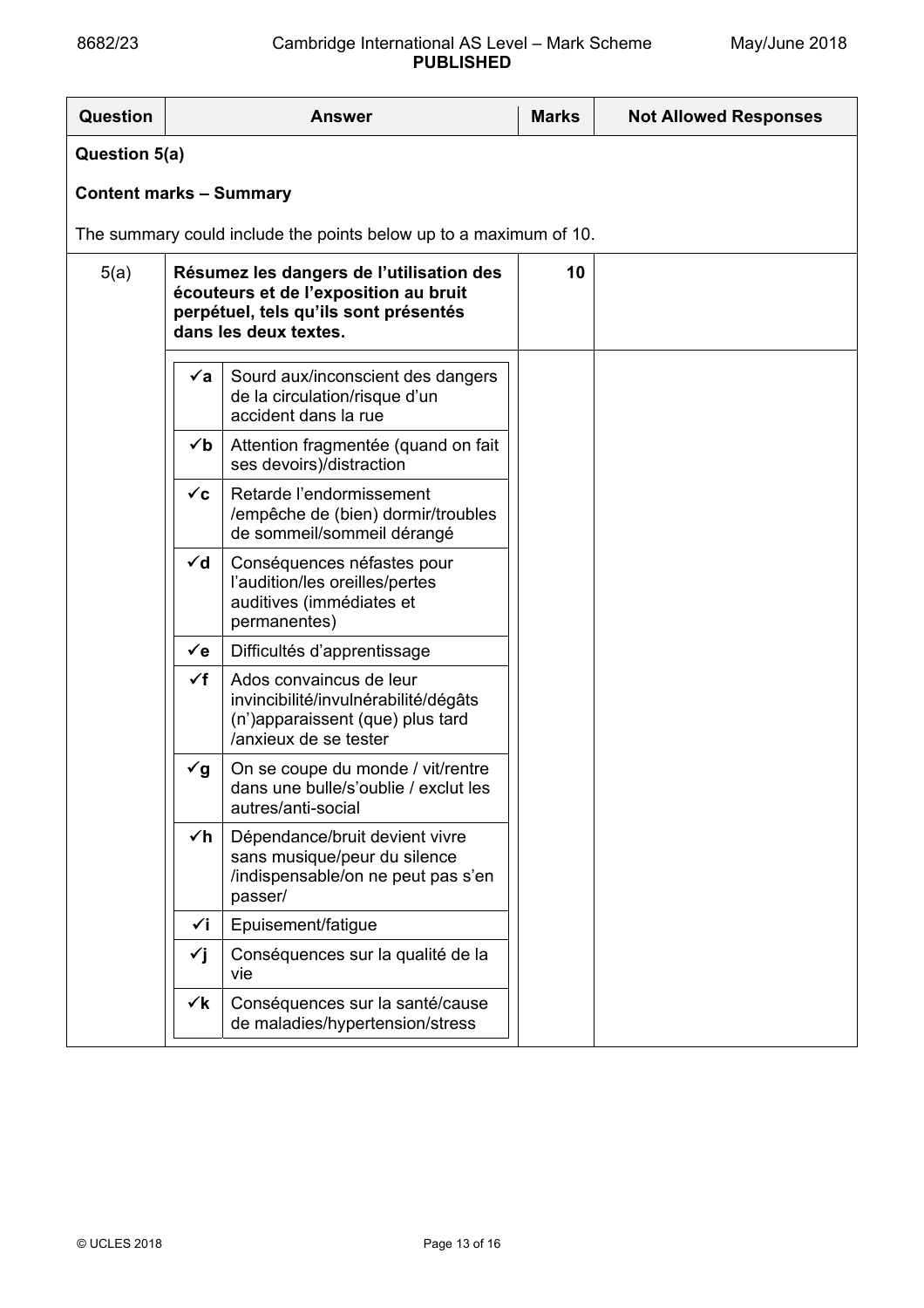| Question | Answer | Marks | Not Allowed Responses |
|---|---|---|---|
| **Question 5(a)** | | | |
| **Content marks – Summary** | | | |
| The summary could include the points below up to a maximum of 10. | | | |
| 5(a) | **Résumez les dangers de l'utilisation des écouteurs et de l'exposition au bruit perpétuel, tels qu'ils sont présentés dans les deux textes.** | 10 | |

| | |
|---|---|
| ✓a | Sourd aux/inconscient des dangers de la circulation/risque d'un accident dans la rue |
| ✓b | Attention fragmentée (quand on fait ses devoirs)/distraction |
| ✓c | Retarde l'endormissement /empêche de (bien) dormir/troubles de sommeil/sommeil dérangé |
| ✓d | Conséquences néfastes pour l'audition/les oreilles/pertes auditives (immédiates et permanentes) |
| ✓e | Difficultés d'apprentissage |
| ✓f | Ados convaincus de leur invincibilité/invulnérabilité/dégâts (n')apparaissent (que) plus tard /anxieux de se tester |
| ✓g | On se coupe du monde / vit/rentre dans une bulle/s'oublie / exclut les autres/anti-social |
| ✓h | Dépendance/bruit devient vivre sans musique/peur du silence /indispensable/on ne peut pas s'en passer/ |
| ✓i | Epuisement/fatigue |
| ✓j | Conséquences sur la qualité de la vie |
| ✓k | Conséquences sur la santé/cause de maladies/hypertension/stress |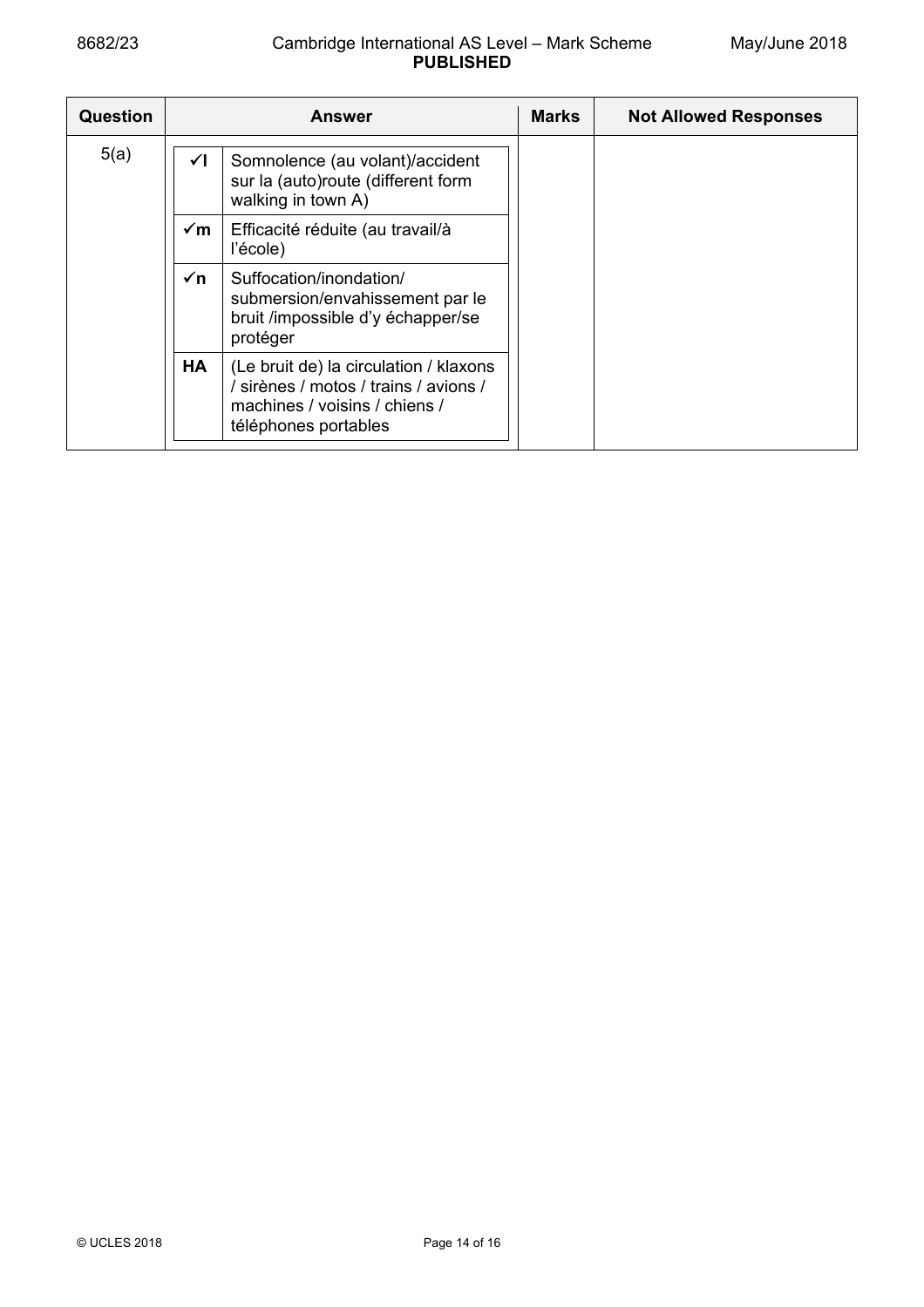| Question | Answer | | Marks | Not Allowed Responses |
|---|---|---|---|---|
| 5(a) | ✓l | Somnolence (au volant)/accident sur la (auto)route (different form walking in town A) | | |
| | ✓m | Efficacité réduite (au travail/à l'école) | | |
| | ✓n | Suffocation/inondation/ submersion/envahissement par le bruit /impossible d'y échapper/se protéger | | |
| | HA | (Le bruit de) la circulation / klaxons / sirènes / motos / trains / avions / machines / voisins / chiens / téléphones portables | | |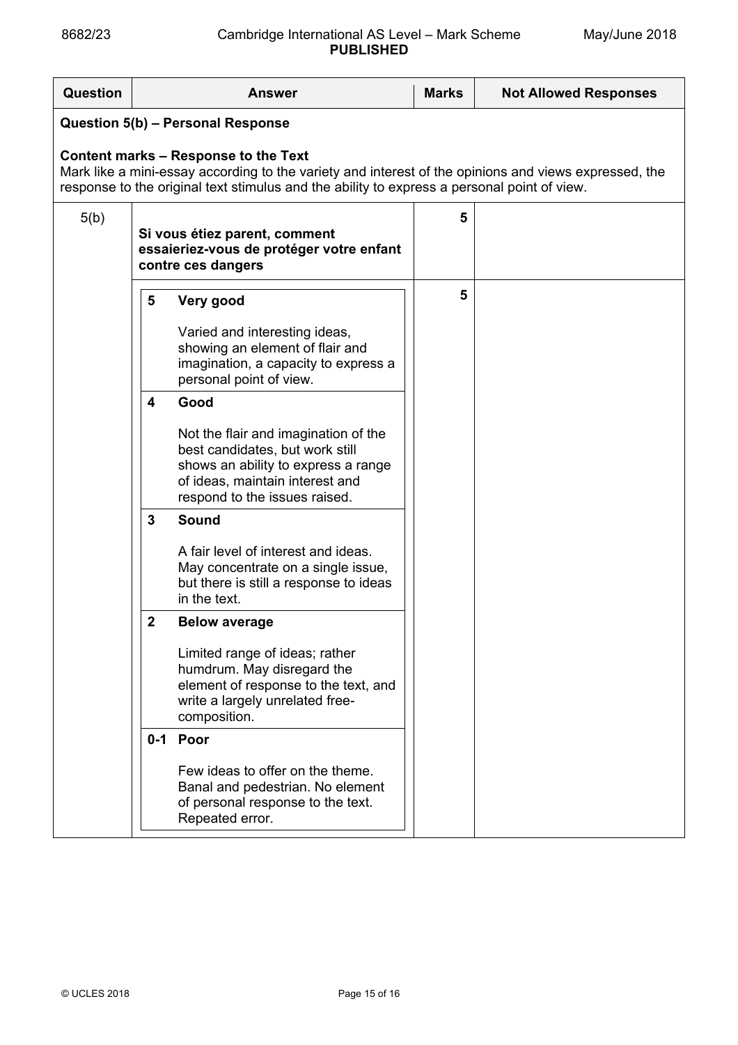| Question | Answer | Marks | Not Allowed Responses |
|---|---|---|---|
| **Question 5(b) – Personal Response**<br><br>**Content marks – Response to the Text**<br>Mark like a mini-essay according to the variety and interest of the opinions and views expressed, the response to the original text stimulus and the ability to express a personal point of view. | | | |
| 5(b) | **Si vous étiez parent, comment essaieriez-vous de protéger votre enfant contre ces dangers** | 5 | |
| | **5 Very good**<br>Varied and interesting ideas, showing an element of flair and imagination, a capacity to express a personal point of view.<br><br>**4 Good**<br>Not the flair and imagination of the best candidates, but work still shows an ability to express a range of ideas, maintain interest and respond to the issues raised.<br><br>**3 Sound**<br>A fair level of interest and ideas. May concentrate on a single issue, but there is still a response to ideas in the text.<br><br>**2 Below average**<br>Limited range of ideas; rather humdrum. May disregard the element of response to the text, and write a largely unrelated free-composition.<br><br>**0-1 Poor**<br>Few ideas to offer on the theme. Banal and pedestrian. No element of personal response to the text. Repeated error. | 5 | |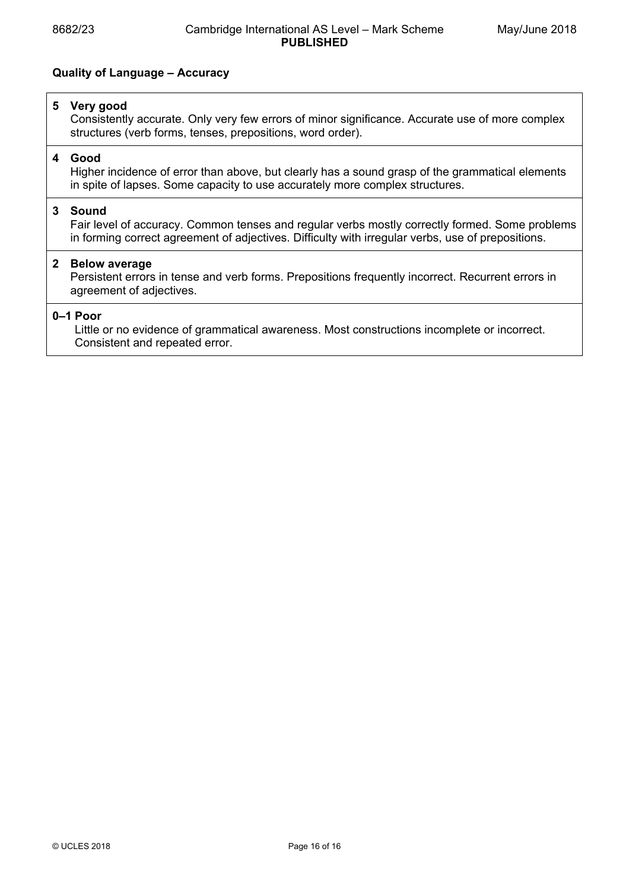### Quality of Language – Accuracy

| | |
|---|---|
| **5 Very good** | Consistently accurate. Only very few errors of minor significance. Accurate use of more complex structures (verb forms, tenses, prepositions, word order). |
| **4 Good** | Higher incidence of error than above, but clearly has a sound grasp of the grammatical elements in spite of lapses. Some capacity to use accurately more complex structures. |
| **3 Sound** | Fair level of accuracy. Common tenses and regular verbs mostly correctly formed. Some problems in forming correct agreement of adjectives. Difficulty with irregular verbs, use of prepositions. |
| **2 Below average** | Persistent errors in tense and verb forms. Prepositions frequently incorrect. Recurrent errors in agreement of adjectives. |
| **0–1 Poor** | Little or no evidence of grammatical awareness. Most constructions incomplete or incorrect. Consistent and repeated error. |